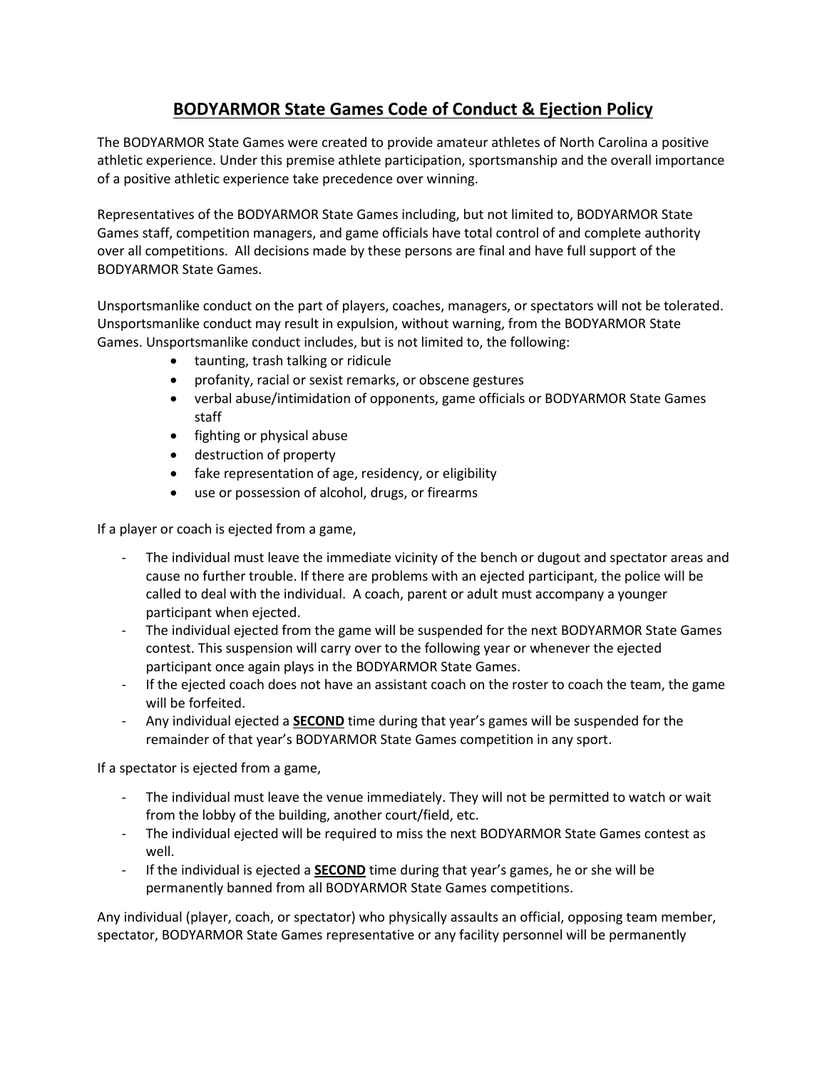# BODYARMOR State Games Code of Conduct & Ejection Policy

The BODYARMOR State Games were created to provide amateur athletes of North Carolina a positive athletic experience. Under this premise athlete participation, sportsmanship and the overall importance of a positive athletic experience take precedence over winning.

Representatives of the BODYARMOR State Games including, but not limited to, BODYARMOR State Games staff, competition managers, and game officials have total control of and complete authority over all competitions. All decisions made by these persons are final and have full support of the BODYARMOR State Games.

Unsportsmanlike conduct on the part of players, coaches, managers, or spectators will not be tolerated. Unsportsmanlike conduct may result in expulsion, without warning, from the BODYARMOR State Games. Unsportsmanlike conduct includes, but is not limited to, the following:

- taunting, trash talking or ridicule
- profanity, racial or sexist remarks, or obscene gestures
- verbal abuse/intimidation of opponents, game officials or BODYARMOR State Games staff
- fighting or physical abuse
- destruction of property
- fake representation of age, residency, or eligibility
- use or possession of alcohol, drugs, or firearms

If a player or coach is ejected from a game,

- The individual must leave the immediate vicinity of the bench or dugout and spectator areas and cause no further trouble. If there are problems with an ejected participant, the police will be called to deal with the individual. A coach, parent or adult must accompany a younger participant when ejected.
- The individual ejected from the game will be suspended for the next BODYARMOR State Games contest. This suspension will carry over to the following year or whenever the ejected participant once again plays in the BODYARMOR State Games.
- If the ejected coach does not have an assistant coach on the roster to coach the team, the game will be forfeited.
- Any individual ejected a **SECOND** time during that year's games will be suspended for the remainder of that year's BODYARMOR State Games competition in any sport.

If a spectator is ejected from a game,

- The individual must leave the venue immediately. They will not be permitted to watch or wait from the lobby of the building, another court/field, etc.
- The individual ejected will be required to miss the next BODYARMOR State Games contest as well.
- If the individual is ejected a **SECOND** time during that year's games, he or she will be permanently banned from all BODYARMOR State Games competitions.

Any individual (player, coach, or spectator) who physically assaults an official, opposing team member, spectator, BODYARMOR State Games representative or any facility personnel will be permanently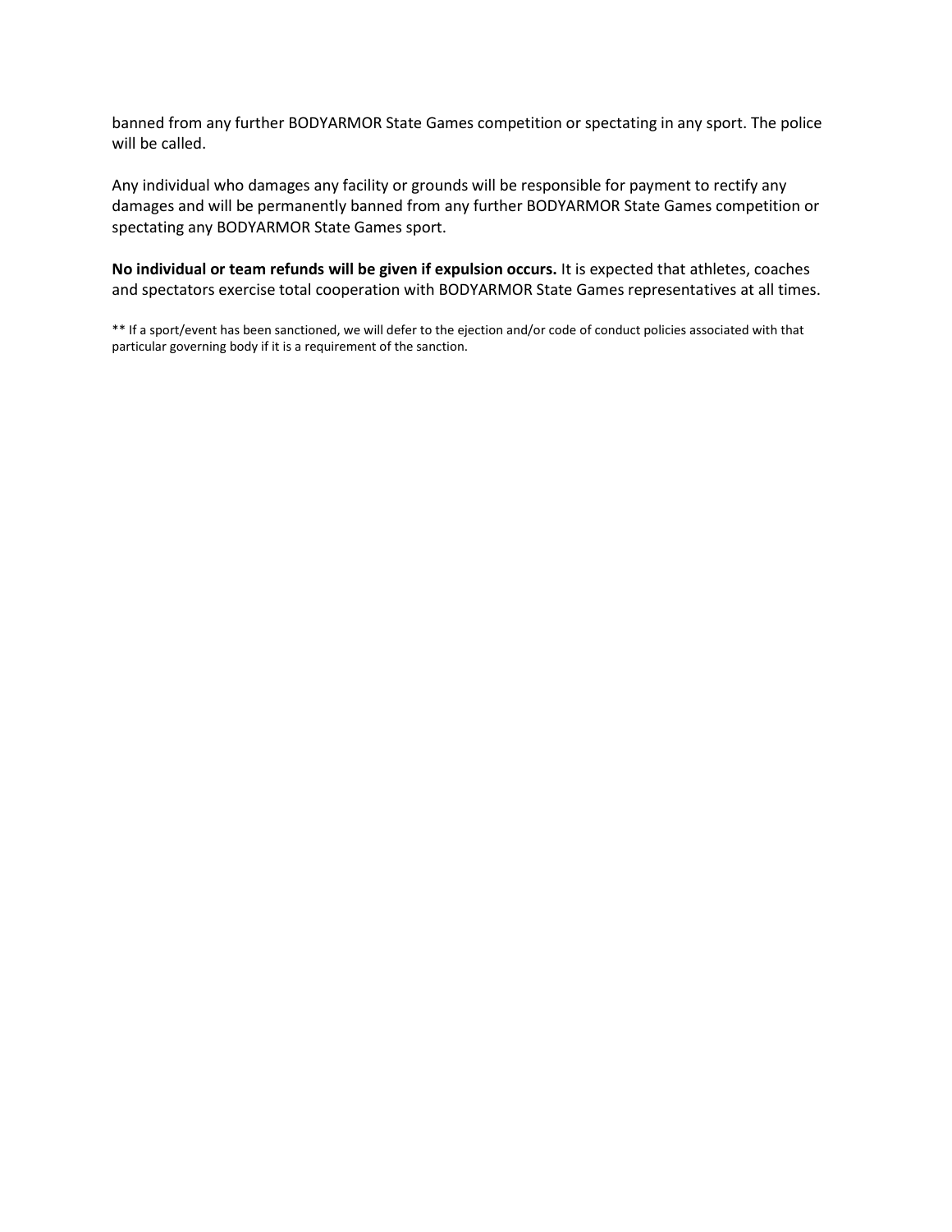banned from any further BODYARMOR State Games competition or spectating in any sport. The police will be called.

Any individual who damages any facility or grounds will be responsible for payment to rectify any damages and will be permanently banned from any further BODYARMOR State Games competition or spectating any BODYARMOR State Games sport.

**No individual or team refunds will be given if expulsion occurs.** It is expected that athletes, coaches and spectators exercise total cooperation with BODYARMOR State Games representatives at all times.

** If a sport/event has been sanctioned, we will defer to the ejection and/or code of conduct policies associated with that particular governing body if it is a requirement of the sanction.